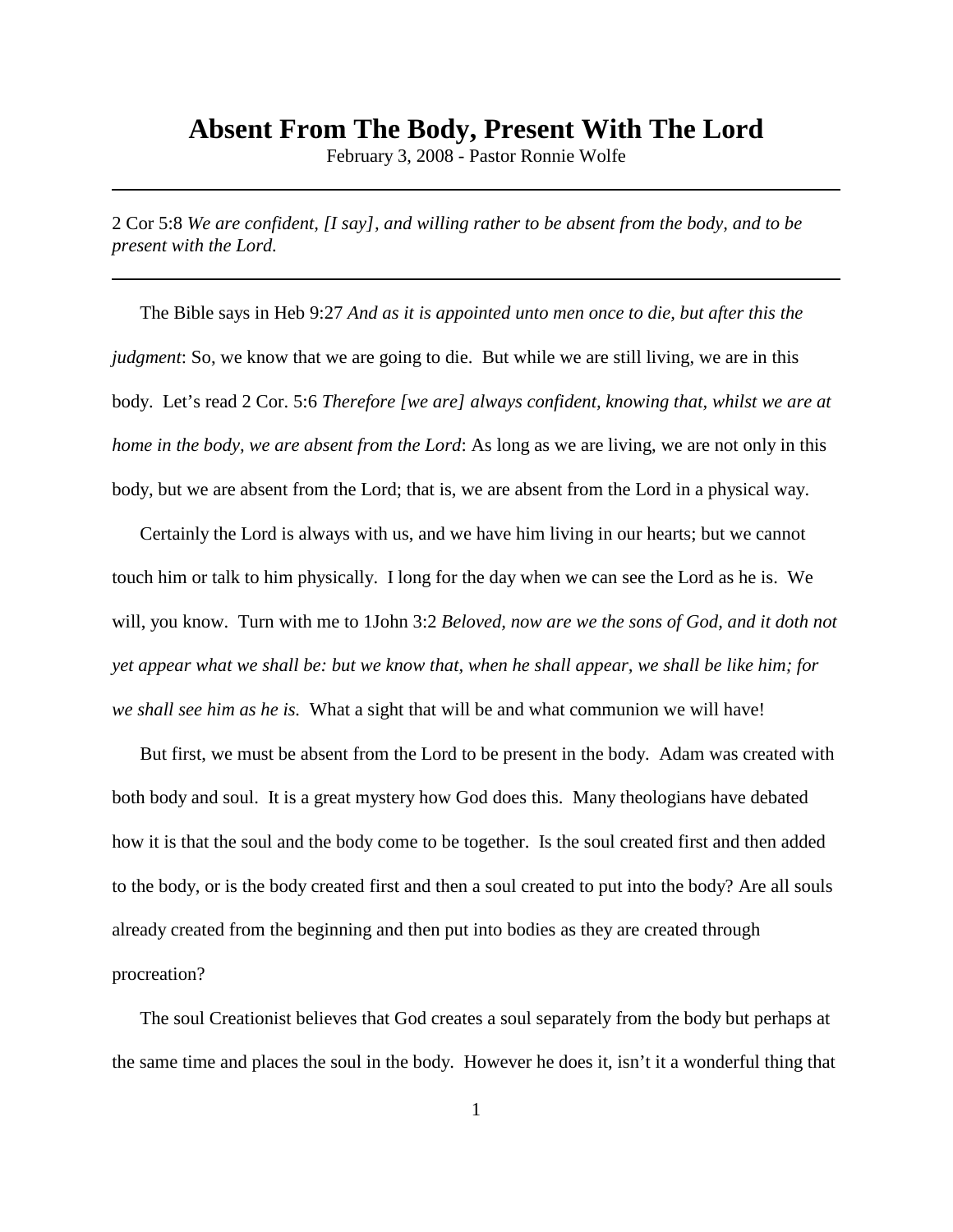# Absent From The Body, Present With The Lord

February 3, 2008 - Pastor Ronnie Wolfe

---

2 Cor 5:8 *We are confident, [I say], and willing rather to be absent from the body, and to be present with the Lord.*

---

The Bible says in Heb 9:27 *And as it is appointed unto men once to die, but after this the judgment*: So, we know that we are going to die. But while we are still living, we are in this body. Let's read 2 Cor. 5:6 *Therefore [we are] always confident, knowing that, whilst we are at home in the body, we are absent from the Lord*: As long as we are living, we are not only in this body, but we are absent from the Lord; that is, we are absent from the Lord in a physical way.

Certainly the Lord is always with us, and we have him living in our hearts; but we cannot touch him or talk to him physically. I long for the day when we can see the Lord as he is. We will, you know. Turn with me to 1John 3:2 *Beloved, now are we the sons of God, and it doth not yet appear what we shall be: but we know that, when he shall appear, we shall be like him; for we shall see him as he is.* What a sight that will be and what communion we will have!

But first, we must be absent from the Lord to be present in the body. Adam was created with both body and soul. It is a great mystery how God does this. Many theologians have debated how it is that the soul and the body come to be together. Is the soul created first and then added to the body, or is the body created first and then a soul created to put into the body? Are all souls already created from the beginning and then put into bodies as they are created through procreation?

The soul Creationist believes that God creates a soul separately from the body but perhaps at the same time and places the soul in the body. However he does it, isn't it a wonderful thing that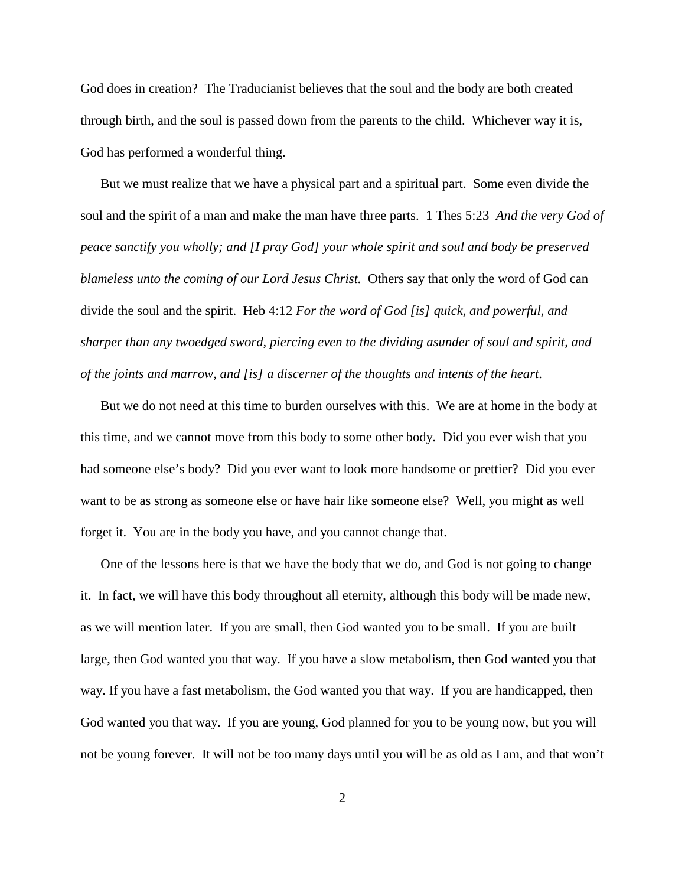God does in creation? The Traducianist believes that the soul and the body are both created through birth, and the soul is passed down from the parents to the child. Whichever way it is, God has performed a wonderful thing.

But we must realize that we have a physical part and a spiritual part. Some even divide the soul and the spirit of a man and make the man have three parts. 1 Thes 5:23 *And the very God of peace sanctify you wholly; and [I pray God] your whole <u>spirit</u> and <u>soul</u> and <u>body</u> be preserved blameless unto the coming of our Lord Jesus Christ.* Others say that only the word of God can divide the soul and the spirit. Heb 4:12 *For the word of God [is] quick, and powerful, and sharper than any twoedged sword, piercing even to the dividing asunder of <u>soul</u> and <u>spirit</u>, and of the joints and marrow, and [is] a discerner of the thoughts and intents of the heart.*

But we do not need at this time to burden ourselves with this. We are at home in the body at this time, and we cannot move from this body to some other body. Did you ever wish that you had someone else's body? Did you ever want to look more handsome or prettier? Did you ever want to be as strong as someone else or have hair like someone else? Well, you might as well forget it. You are in the body you have, and you cannot change that.

One of the lessons here is that we have the body that we do, and God is not going to change it. In fact, we will have this body throughout all eternity, although this body will be made new, as we will mention later. If you are small, then God wanted you to be small. If you are built large, then God wanted you that way. If you have a slow metabolism, then God wanted you that way. If you have a fast metabolism, the God wanted you that way. If you are handicapped, then God wanted you that way. If you are young, God planned for you to be young now, but you will not be young forever. It will not be too many days until you will be as old as I am, and that won't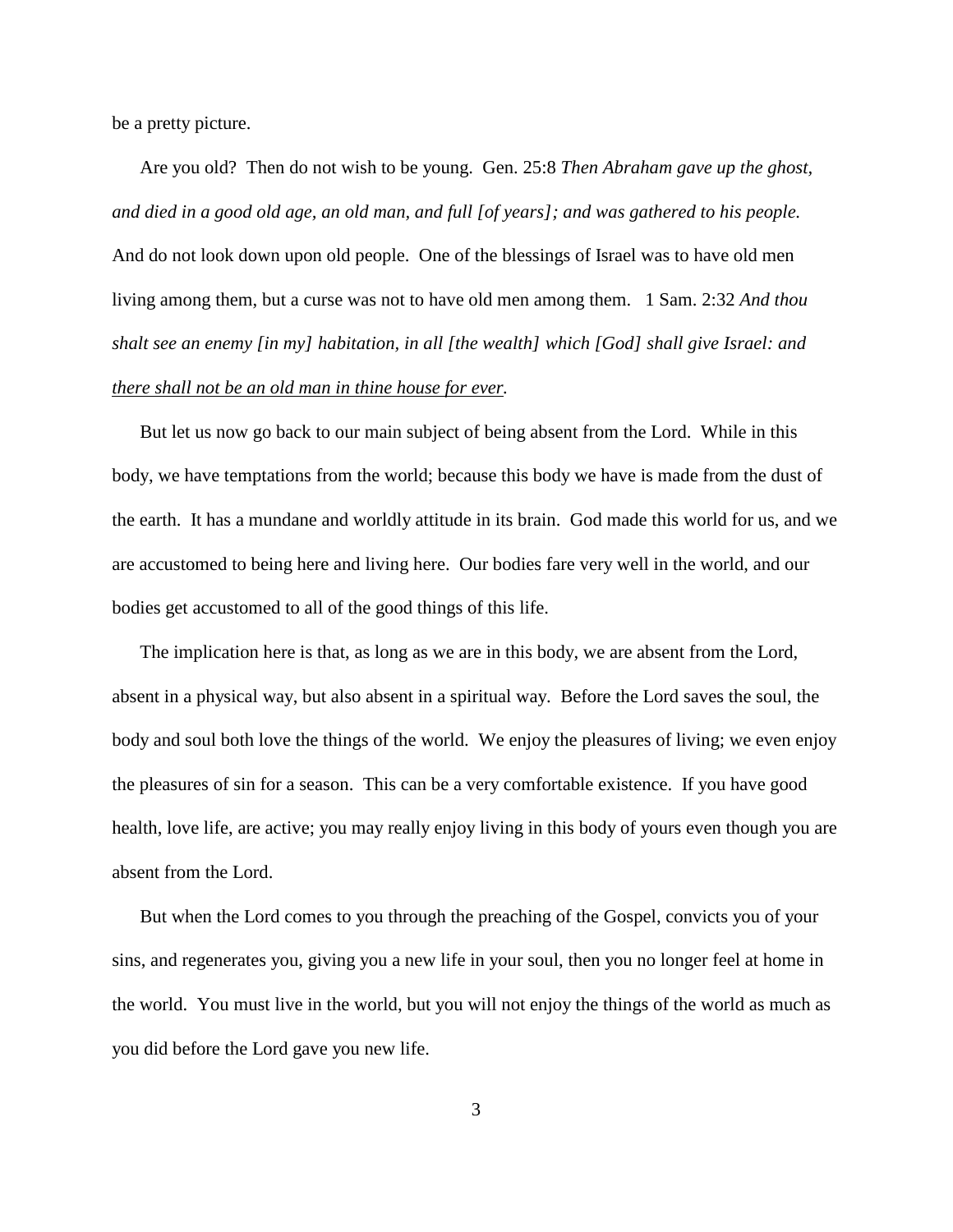be a pretty picture.

Are you old? Then do not wish to be young. Gen. 25:8 *Then Abraham gave up the ghost, and died in a good old age, an old man, and full [of years]; and was gathered to his people.* And do not look down upon old people. One of the blessings of Israel was to have old men living among them, but a curse was not to have old men among them. 1 Sam. 2:32 *And thou shalt see an enemy [in my] habitation, in all [the wealth] which [God] shall give Israel: and <u>there shall not be an old man in thine house for ever</u>.*

But let us now go back to our main subject of being absent from the Lord. While in this body, we have temptations from the world; because this body we have is made from the dust of the earth. It has a mundane and worldly attitude in its brain. God made this world for us, and we are accustomed to being here and living here. Our bodies fare very well in the world, and our bodies get accustomed to all of the good things of this life.

The implication here is that, as long as we are in this body, we are absent from the Lord, absent in a physical way, but also absent in a spiritual way. Before the Lord saves the soul, the body and soul both love the things of the world. We enjoy the pleasures of living; we even enjoy the pleasures of sin for a season. This can be a very comfortable existence. If you have good health, love life, are active; you may really enjoy living in this body of yours even though you are absent from the Lord.

But when the Lord comes to you through the preaching of the Gospel, convicts you of your sins, and regenerates you, giving you a new life in your soul, then you no longer feel at home in the world. You must live in the world, but you will not enjoy the things of the world as much as you did before the Lord gave you new life.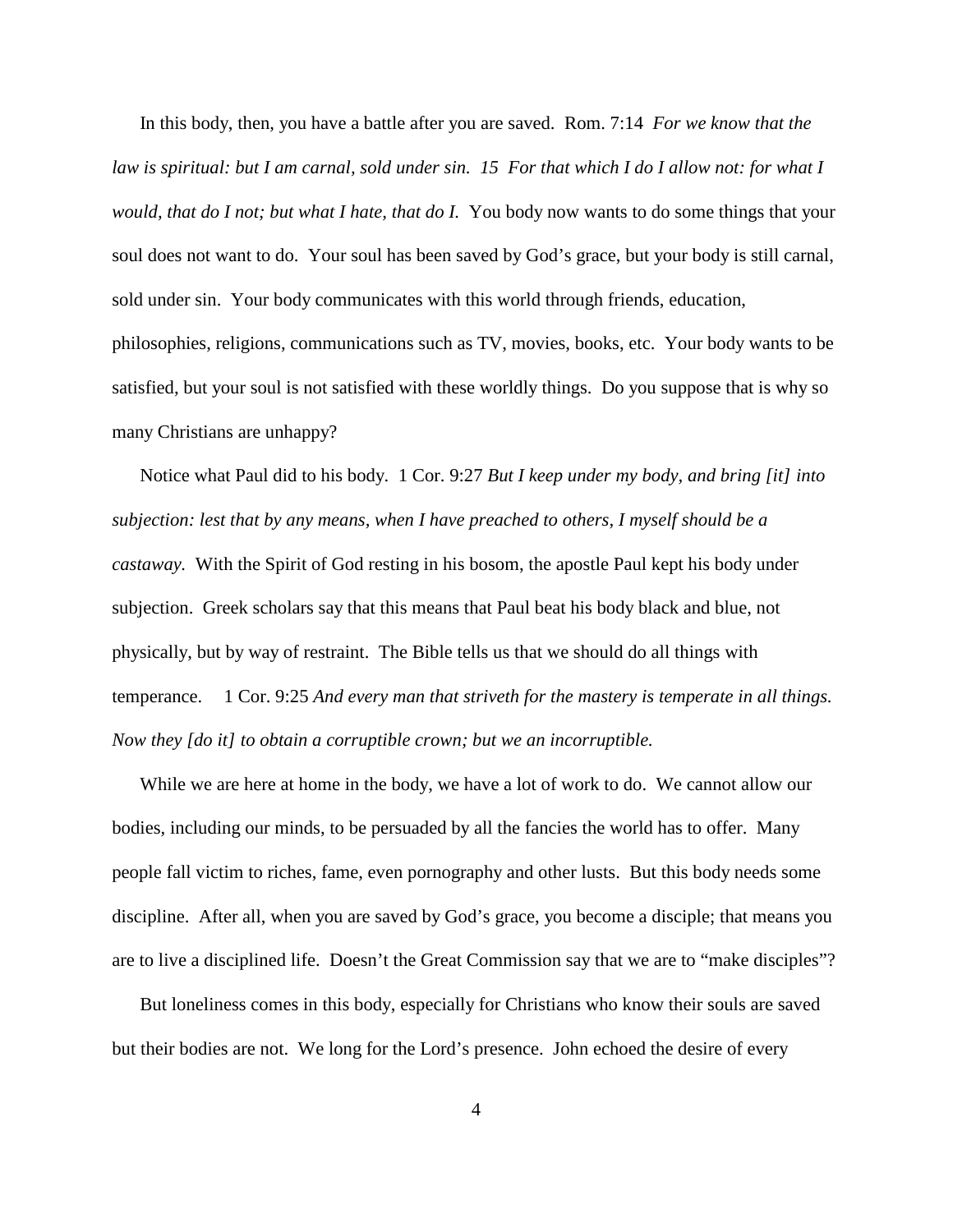In this body, then, you have a battle after you are saved. Rom. 7:14 *For we know that the law is spiritual: but I am carnal, sold under sin. 15 For that which I do I allow not: for what I would, that do I not; but what I hate, that do I.* You body now wants to do some things that your soul does not want to do. Your soul has been saved by God's grace, but your body is still carnal, sold under sin. Your body communicates with this world through friends, education, philosophies, religions, communications such as TV, movies, books, etc. Your body wants to be satisfied, but your soul is not satisfied with these worldly things. Do you suppose that is why so many Christians are unhappy?

Notice what Paul did to his body. 1 Cor. 9:27 *But I keep under my body, and bring [it] into subjection: lest that by any means, when I have preached to others, I myself should be a castaway.* With the Spirit of God resting in his bosom, the apostle Paul kept his body under subjection. Greek scholars say that this means that Paul beat his body black and blue, not physically, but by way of restraint. The Bible tells us that we should do all things with temperance. 1 Cor. 9:25 *And every man that striveth for the mastery is temperate in all things. Now they [do it] to obtain a corruptible crown; but we an incorruptible.*

While we are here at home in the body, we have a lot of work to do. We cannot allow our bodies, including our minds, to be persuaded by all the fancies the world has to offer. Many people fall victim to riches, fame, even pornography and other lusts. But this body needs some discipline. After all, when you are saved by God's grace, you become a disciple; that means you are to live a disciplined life. Doesn't the Great Commission say that we are to "make disciples"?

But loneliness comes in this body, especially for Christians who know their souls are saved but their bodies are not. We long for the Lord's presence. John echoed the desire of every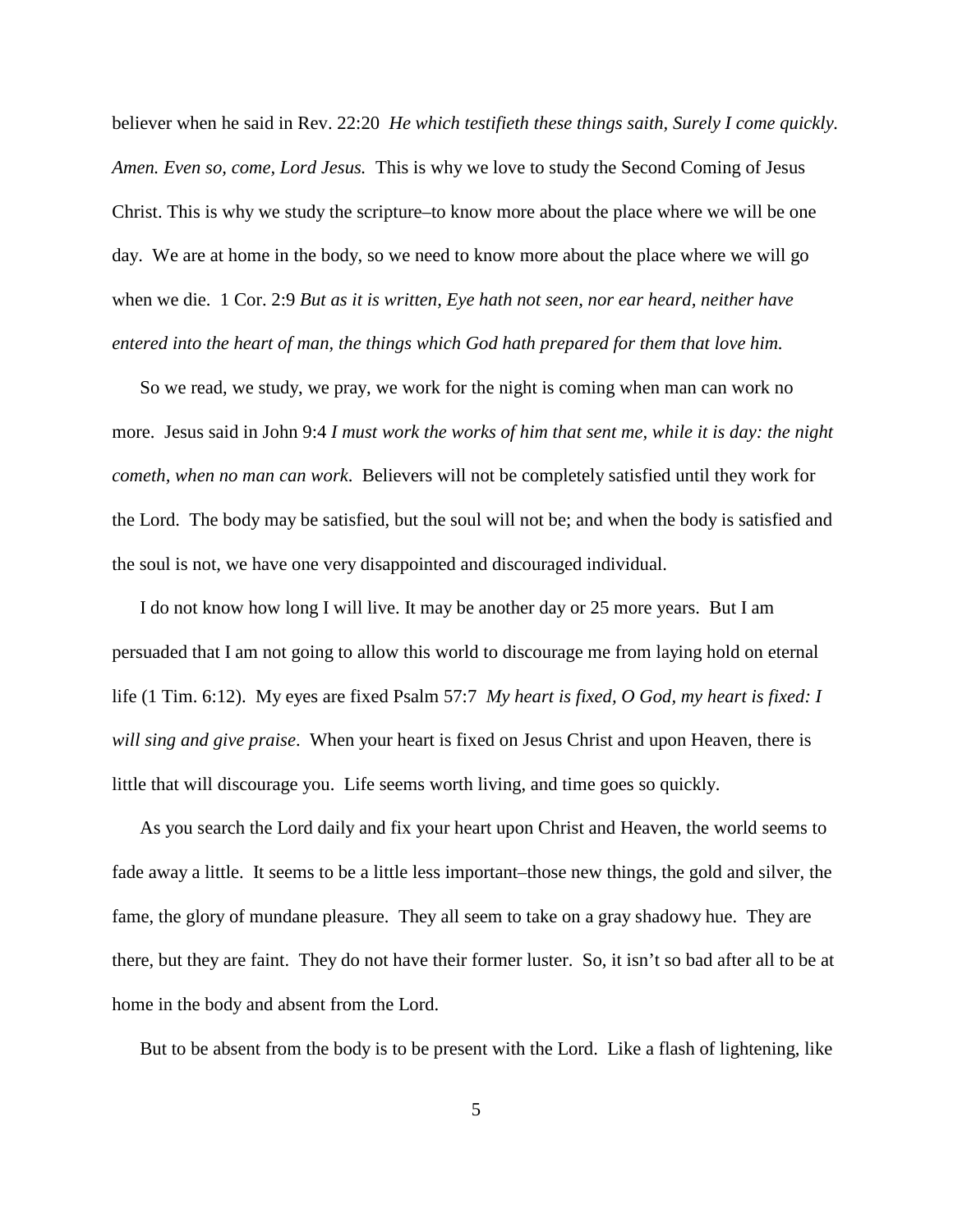believer when he said in Rev. 22:20 *He which testifieth these things saith, Surely I come quickly. Amen. Even so, come, Lord Jesus.* This is why we love to study the Second Coming of Jesus Christ. This is why we study the scripture–to know more about the place where we will be one day. We are at home in the body, so we need to know more about the place where we will go when we die. 1 Cor. 2:9 *But as it is written, Eye hath not seen, nor ear heard, neither have entered into the heart of man, the things which God hath prepared for them that love him.*

So we read, we study, we pray, we work for the night is coming when man can work no more. Jesus said in John 9:4 *I must work the works of him that sent me, while it is day: the night cometh, when no man can work.* Believers will not be completely satisfied until they work for the Lord. The body may be satisfied, but the soul will not be; and when the body is satisfied and the soul is not, we have one very disappointed and discouraged individual.

I do not know how long I will live. It may be another day or 25 more years. But I am persuaded that I am not going to allow this world to discourage me from laying hold on eternal life (1 Tim. 6:12). My eyes are fixed Psalm 57:7 *My heart is fixed, O God, my heart is fixed: I will sing and give praise*. When your heart is fixed on Jesus Christ and upon Heaven, there is little that will discourage you. Life seems worth living, and time goes so quickly.

As you search the Lord daily and fix your heart upon Christ and Heaven, the world seems to fade away a little. It seems to be a little less important–those new things, the gold and silver, the fame, the glory of mundane pleasure. They all seem to take on a gray shadowy hue. They are there, but they are faint. They do not have their former luster. So, it isn't so bad after all to be at home in the body and absent from the Lord.

But to be absent from the body is to be present with the Lord. Like a flash of lightening, like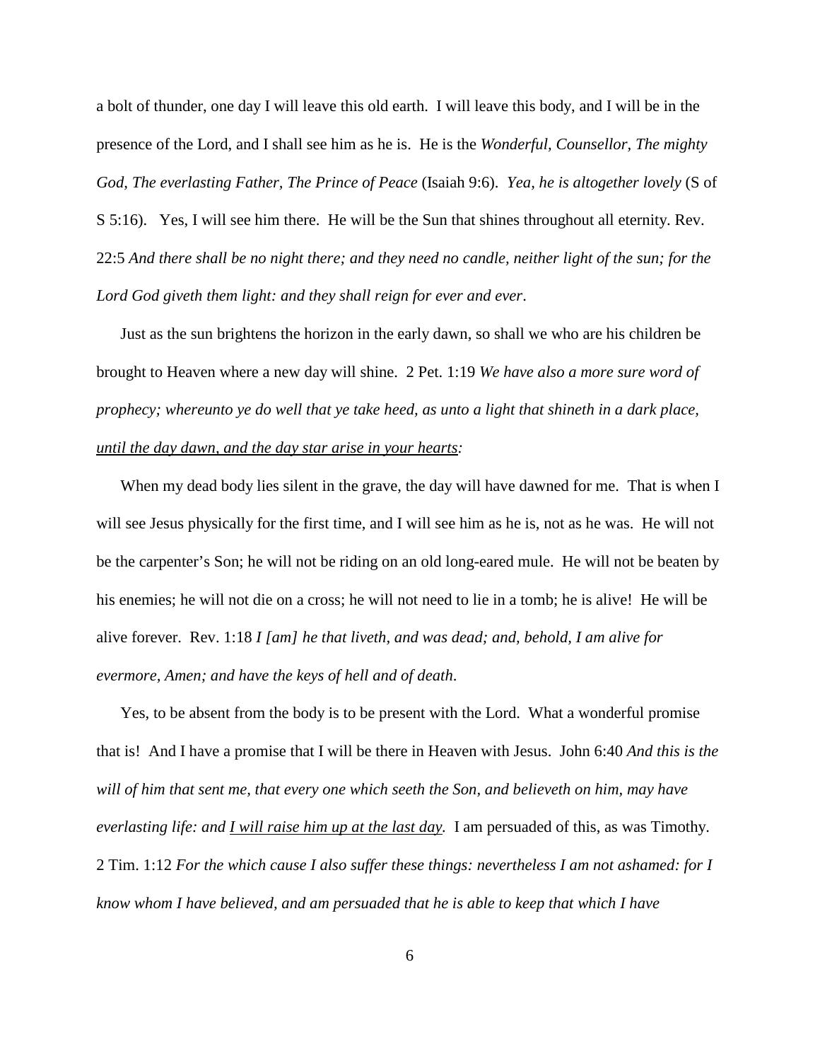a bolt of thunder, one day I will leave this old earth. I will leave this body, and I will be in the presence of the Lord, and I shall see him as he is. He is the *Wonderful, Counsellor, The mighty God, The everlasting Father, The Prince of Peace* (Isaiah 9:6). *Yea, he is altogether lovely* (S of S 5:16). Yes, I will see him there. He will be the Sun that shines throughout all eternity. Rev. 22:5 *And there shall be no night there; and they need no candle, neither light of the sun; for the Lord God giveth them light: and they shall reign for ever and ever*.

Just as the sun brightens the horizon in the early dawn, so shall we who are his children be brought to Heaven where a new day will shine. 2 Pet. 1:19 *We have also a more sure word of prophecy; whereunto ye do well that ye take heed, as unto a light that shineth in a dark place,* <u>*until the day dawn, and the day star arise in your hearts*</u>*:*

When my dead body lies silent in the grave, the day will have dawned for me. That is when I will see Jesus physically for the first time, and I will see him as he is, not as he was. He will not be the carpenter's Son; he will not be riding on an old long-eared mule. He will not be beaten by his enemies; he will not die on a cross; he will not need to lie in a tomb; he is alive! He will be alive forever. Rev. 1:18 *I [am] he that liveth, and was dead; and, behold, I am alive for evermore, Amen; and have the keys of hell and of death*.

Yes, to be absent from the body is to be present with the Lord. What a wonderful promise that is! And I have a promise that I will be there in Heaven with Jesus. John 6:40 *And this is the will of him that sent me, that every one which seeth the Son, and believeth on him, may have everlasting life: and* <u>*I will raise him up at the last day*</u>*.* I am persuaded of this, as was Timothy. 2 Tim. 1:12 *For the which cause I also suffer these things: nevertheless I am not ashamed: for I know whom I have believed, and am persuaded that he is able to keep that which I have*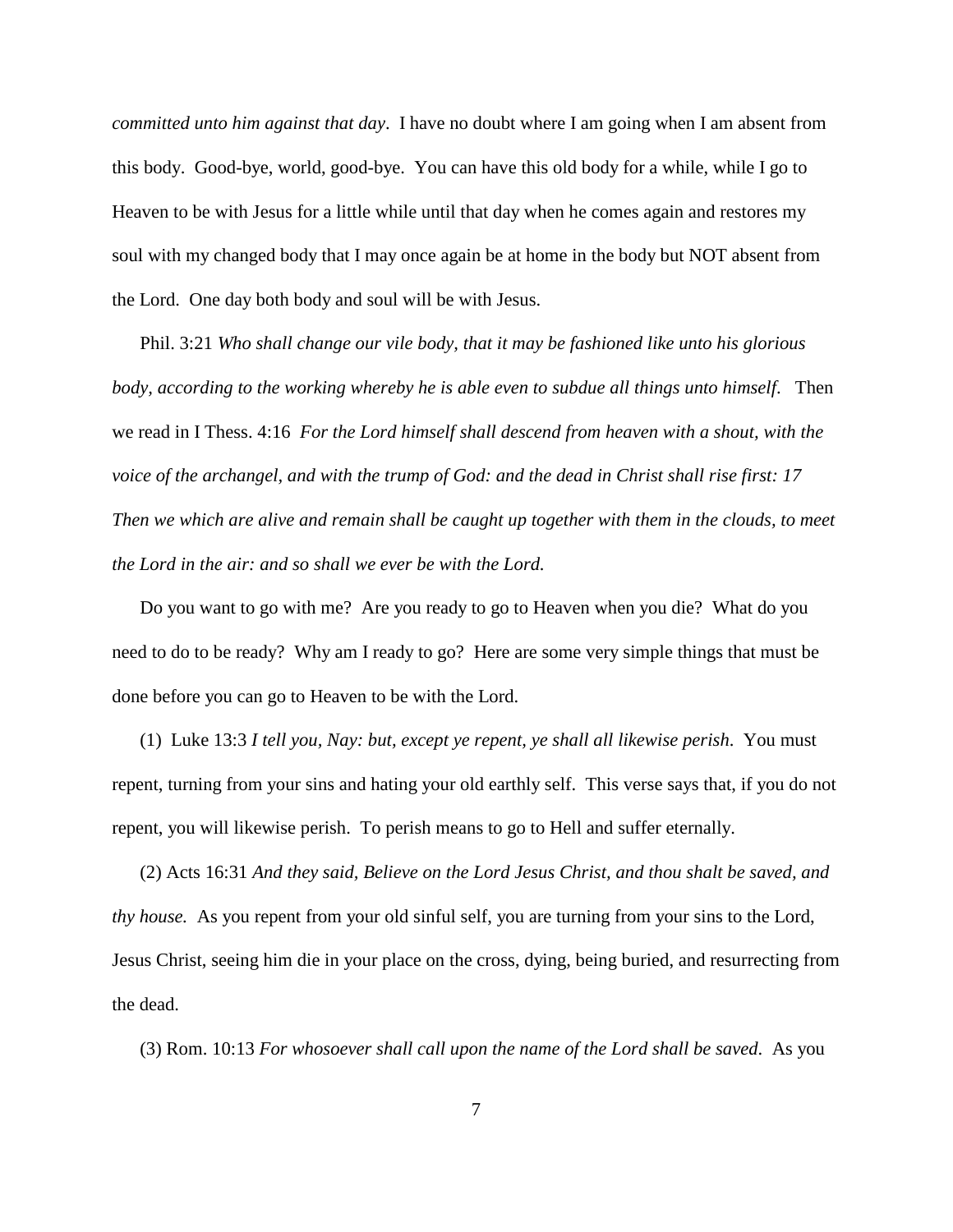*committed unto him against that day*. I have no doubt where I am going when I am absent from this body. Good-bye, world, good-bye. You can have this old body for a while, while I go to Heaven to be with Jesus for a little while until that day when he comes again and restores my soul with my changed body that I may once again be at home in the body but NOT absent from the Lord. One day both body and soul will be with Jesus.

Phil. 3:21 *Who shall change our vile body, that it may be fashioned like unto his glorious body, according to the working whereby he is able even to subdue all things unto himself.* Then we read in I Thess. 4:16 *For the Lord himself shall descend from heaven with a shout, with the voice of the archangel, and with the trump of God: and the dead in Christ shall rise first: 17 Then we which are alive and remain shall be caught up together with them in the clouds, to meet the Lord in the air: and so shall we ever be with the Lord.*

Do you want to go with me? Are you ready to go to Heaven when you die? What do you need to do to be ready? Why am I ready to go? Here are some very simple things that must be done before you can go to Heaven to be with the Lord.

(1) Luke 13:3 *I tell you, Nay: but, except ye repent, ye shall all likewise perish*. You must repent, turning from your sins and hating your old earthly self. This verse says that, if you do not repent, you will likewise perish. To perish means to go to Hell and suffer eternally.

(2) Acts 16:31 *And they said, Believe on the Lord Jesus Christ, and thou shalt be saved, and thy house.* As you repent from your old sinful self, you are turning from your sins to the Lord, Jesus Christ, seeing him die in your place on the cross, dying, being buried, and resurrecting from the dead.

(3) Rom. 10:13 *For whosoever shall call upon the name of the Lord shall be saved*. As you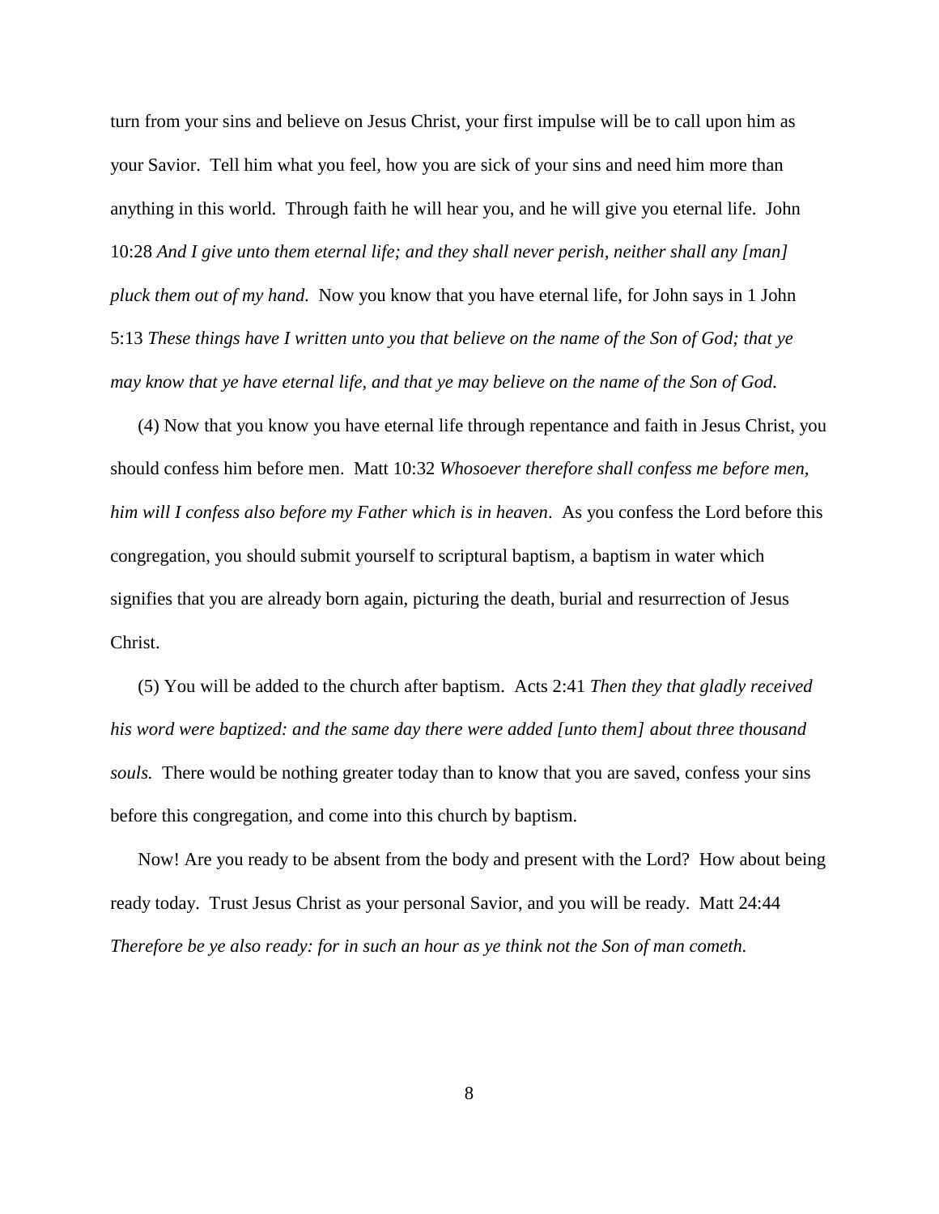turn from your sins and believe on Jesus Christ, your first impulse will be to call upon him as your Savior. Tell him what you feel, how you are sick of your sins and need him more than anything in this world. Through faith he will hear you, and he will give you eternal life. John 10:28 *And I give unto them eternal life; and they shall never perish, neither shall any [man] pluck them out of my hand.* Now you know that you have eternal life, for John says in 1 John 5:13 *These things have I written unto you that believe on the name of the Son of God; that ye may know that ye have eternal life, and that ye may believe on the name of the Son of God.*

(4) Now that you know you have eternal life through repentance and faith in Jesus Christ, you should confess him before men. Matt 10:32 *Whosoever therefore shall confess me before men, him will I confess also before my Father which is in heaven*. As you confess the Lord before this congregation, you should submit yourself to scriptural baptism, a baptism in water which signifies that you are already born again, picturing the death, burial and resurrection of Jesus Christ.

(5) You will be added to the church after baptism. Acts 2:41 *Then they that gladly received his word were baptized: and the same day there were added [unto them] about three thousand souls.* There would be nothing greater today than to know that you are saved, confess your sins before this congregation, and come into this church by baptism.

Now! Are you ready to be absent from the body and present with the Lord? How about being ready today. Trust Jesus Christ as your personal Savior, and you will be ready. Matt 24:44 *Therefore be ye also ready: for in such an hour as ye think not the Son of man cometh.*